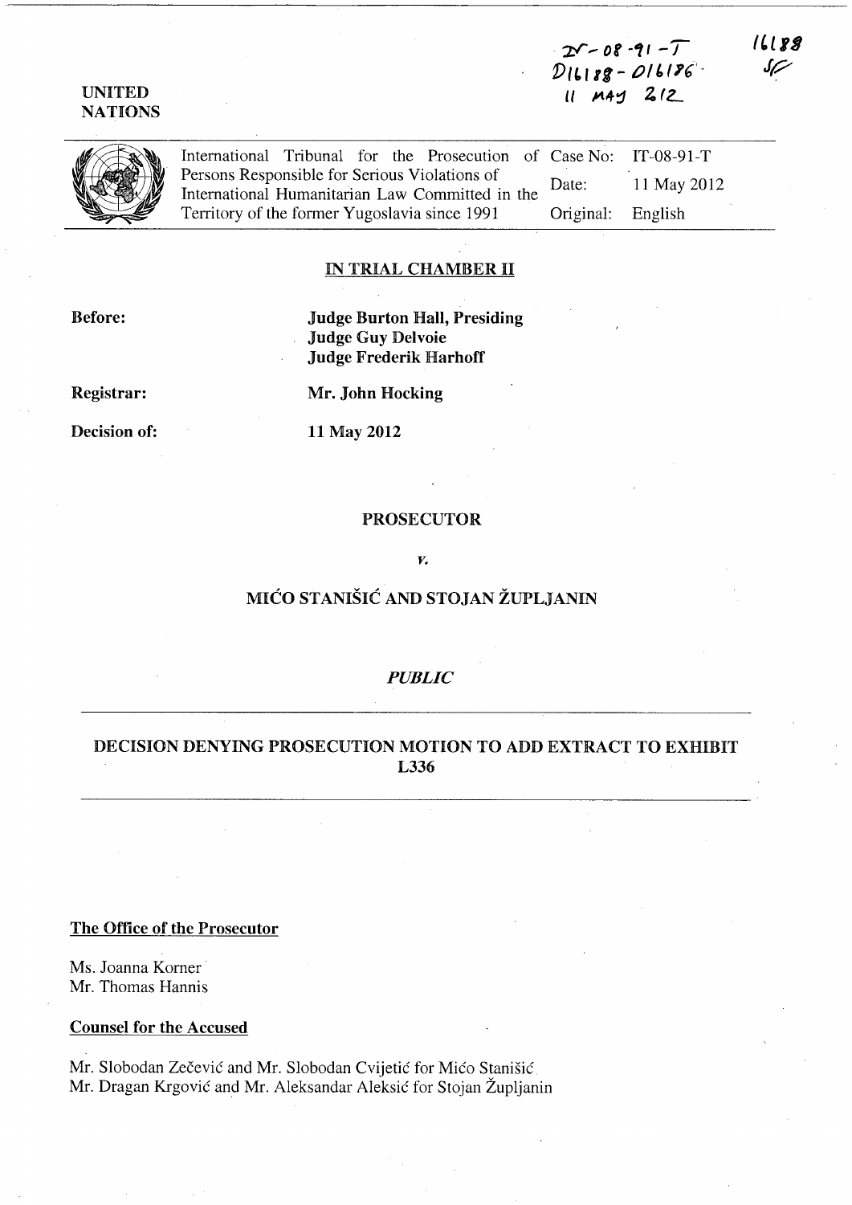IT-08-91-T
D16188 - D16186
11 MAY 2012

16188
SF

UNITED NATIONS

| International Tribunal for the Prosecution of Persons Responsible for Serious Violations of International Humanitarian Law Committed in the Territory of the former Yugoslavia since 1991 | Case No: | IT-08-91-T |
|---|---|---|
| | Date: | 11 May 2012 |
| | Original: | English |

## IN TRIAL CHAMBER II

**Before:** **Judge Burton Hall, Presiding**
**Judge Guy Delvoie**
**Judge Frederik Harhoff**

**Registrar:** **Mr. John Hocking**

**Decision of:** **11 May 2012**

## PROSECUTOR

*v.*

## MIĆO STANIŠIĆ AND STOJAN ŽUPLJANIN

### *PUBLIC*

## DECISION DENYING PROSECUTION MOTION TO ADD EXTRACT TO EXHIBIT L336

**The Office of the Prosecutor**

Ms. Joanna Korner
Mr. Thomas Hannis

**Counsel for the Accused**

Mr. Slobodan Zečević and Mr. Slobodan Cvijetić for Mićo Stanišić
Mr. Dragan Krgović and Mr. Aleksandar Aleksić for Stojan Župljanin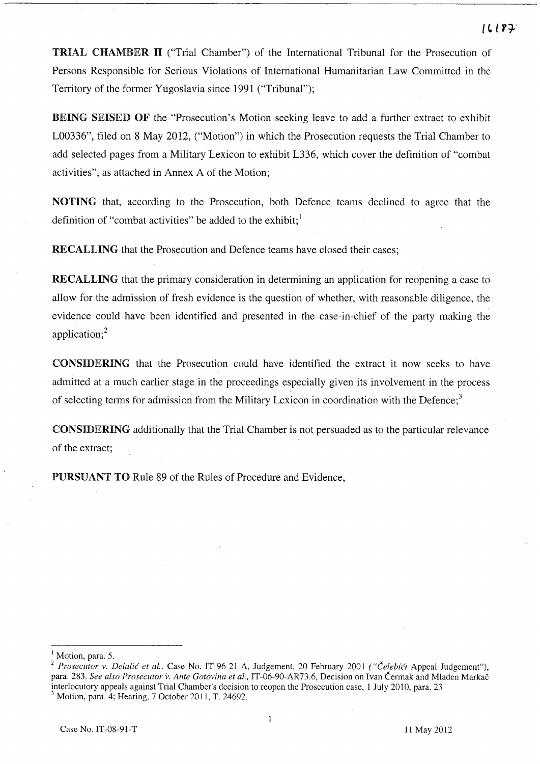**TRIAL CHAMBER II** ("Trial Chamber") of the International Tribunal for the Prosecution of Persons Responsible for Serious Violations of International Humanitarian Law Committed in the Territory of the former Yugoslavia since 1991 ("Tribunal");

**BEING SEISED OF** the "Prosecution's Motion seeking leave to add a further extract to exhibit L00336", filed on 8 May 2012, ("Motion") in which the Prosecution requests the Trial Chamber to add selected pages from a Military Lexicon to exhibit L336, which cover the definition of "combat activities", as attached in Annex A of the Motion;

**NOTING** that, according to the Prosecution, both Defence teams declined to agree that the definition of "combat activities" be added to the exhibit;[1]

**RECALLING** that the Prosecution and Defence teams have closed their cases;

**RECALLING** that the primary consideration in determining an application for reopening a case to allow for the admission of fresh evidence is the question of whether, with reasonable diligence, the evidence could have been identified and presented in the case-in-chief of the party making the application;[2]

**CONSIDERING** that the Prosecution could have identified the extract it now seeks to have admitted at a much earlier stage in the proceedings especially given its involvement in the process of selecting terms for admission from the Military Lexicon in coordination with the Defence;[3]

**CONSIDERING** additionally that the Trial Chamber is not persuaded as to the particular relevance of the extract;

**PURSUANT TO** Rule 89 of the Rules of Procedure and Evidence,

---

[1] Motion, para. 5.

[2] *Prosecutor v. Delalić et al.,* Case No. IT-96-21-A, Judgement, 20 February 2001 ("*Čelebići* Appeal Judgement"), para. 283. *See also Prosecutor v. Ante Gotovina et al.,* IT-06-90-AR73.6, Decision on Ivan Čermak and Mladen Markač interlocutory appeals against Trial Chamber's decision to reopen the Prosecution case, 1 July 2010, para. 23

[3] Motion, para. 4; Hearing, 7 October 2011, T. 24692.

Case No. IT-08-91-T 11 May 2012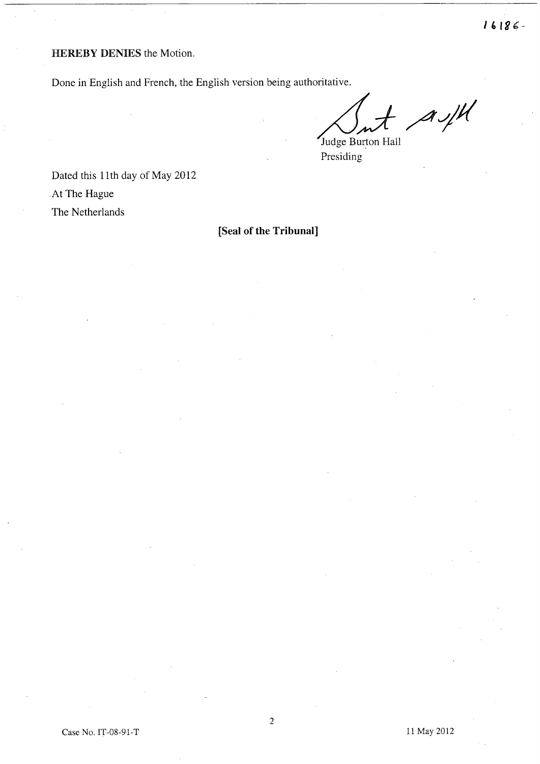**HEREBY DENIES** the Motion.

Done in English and French, the English version being authoritative.

Judge Burton Hall
Presiding

Dated this 11th day of May 2012
At The Hague
The Netherlands

**[Seal of the Tribunal]**